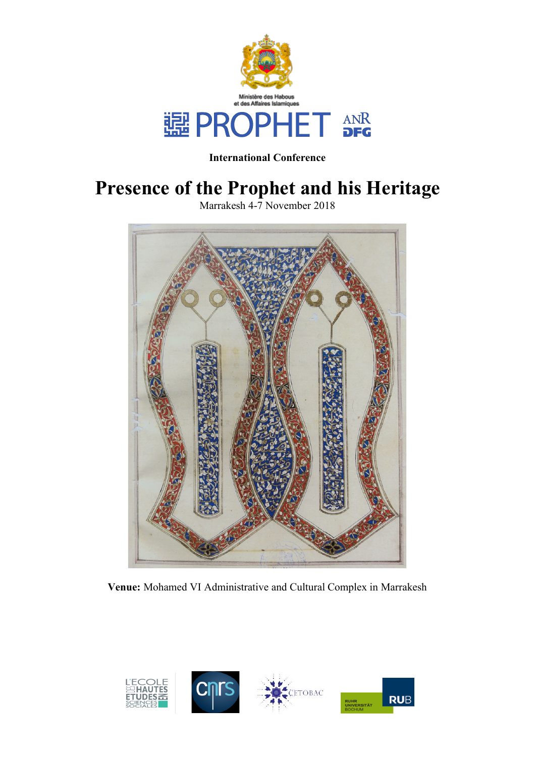Ministère des Habous et des Affaires Islamiques

PROPHET

ANR DFG

**International Conference**

# Presence of the Prophet and his Heritage

Marrakesh 4-7 November 2018

**Venue:** Mohamed VI Administrative and Cultural Complex in Marrakesh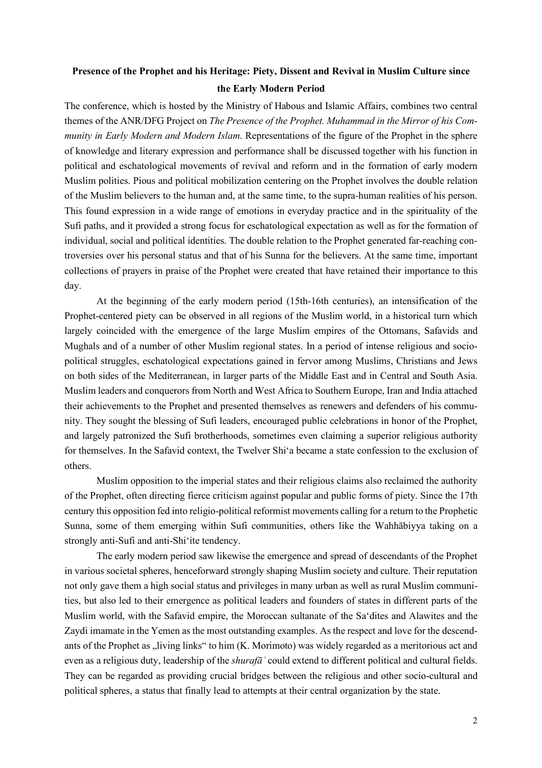**Presence of the Prophet and his Heritage: Piety, Dissent and Revival in Muslim Culture since the Early Modern Period**

The conference, which is hosted by the Ministry of Habous and Islamic Affairs, combines two central themes of the ANR/DFG Project on *The Presence of the Prophet. Muhammad in the Mirror of his Community in Early Modern and Modern Islam*. Representations of the figure of the Prophet in the sphere of knowledge and literary expression and performance shall be discussed together with his function in political and eschatological movements of revival and reform and in the formation of early modern Muslim polities. Pious and political mobilization centering on the Prophet involves the double relation of the Muslim believers to the human and, at the same time, to the supra-human realities of his person. This found expression in a wide range of emotions in everyday practice and in the spirituality of the Sufi paths, and it provided a strong focus for eschatological expectation as well as for the formation of individual, social and political identities. The double relation to the Prophet generated far-reaching controversies over his personal status and that of his Sunna for the believers. At the same time, important collections of prayers in praise of the Prophet were created that have retained their importance to this day.

At the beginning of the early modern period (15th-16th centuries), an intensification of the Prophet-centered piety can be observed in all regions of the Muslim world, in a historical turn which largely coincided with the emergence of the large Muslim empires of the Ottomans, Safavids and Mughals and of a number of other Muslim regional states. In a period of intense religious and socio-political struggles, eschatological expectations gained in fervor among Muslims, Christians and Jews on both sides of the Mediterranean, in larger parts of the Middle East and in Central and South Asia. Muslim leaders and conquerors from North and West Africa to Southern Europe, Iran and India attached their achievements to the Prophet and presented themselves as renewers and defenders of his community. They sought the blessing of Sufi leaders, encouraged public celebrations in honor of the Prophet, and largely patronized the Sufi brotherhoods, sometimes even claiming a superior religious authority for themselves. In the Safavid context, the Twelver Shi'a became a state confession to the exclusion of others.

Muslim opposition to the imperial states and their religious claims also reclaimed the authority of the Prophet, often directing fierce criticism against popular and public forms of piety. Since the 17th century this opposition fed into religio-political reformist movements calling for a return to the Prophetic Sunna, some of them emerging within Sufi communities, others like the Wahhābiyya taking on a strongly anti-Sufi and anti-Shi'ite tendency.

The early modern period saw likewise the emergence and spread of descendants of the Prophet in various societal spheres, henceforward strongly shaping Muslim society and culture. Their reputation not only gave them a high social status and privileges in many urban as well as rural Muslim communities, but also led to their emergence as political leaders and founders of states in different parts of the Muslim world, with the Safavid empire, the Moroccan sultanate of the Sa'dites and Alawites and the Zaydi imamate in the Yemen as the most outstanding examples. As the respect and love for the descendants of the Prophet as „living links" to him (K. Morimoto) was widely regarded as a meritorious act and even as a religious duty, leadership of the *shurafāʾ* could extend to different political and cultural fields. They can be regarded as providing crucial bridges between the religious and other socio-cultural and political spheres, a status that finally lead to attempts at their central organization by the state.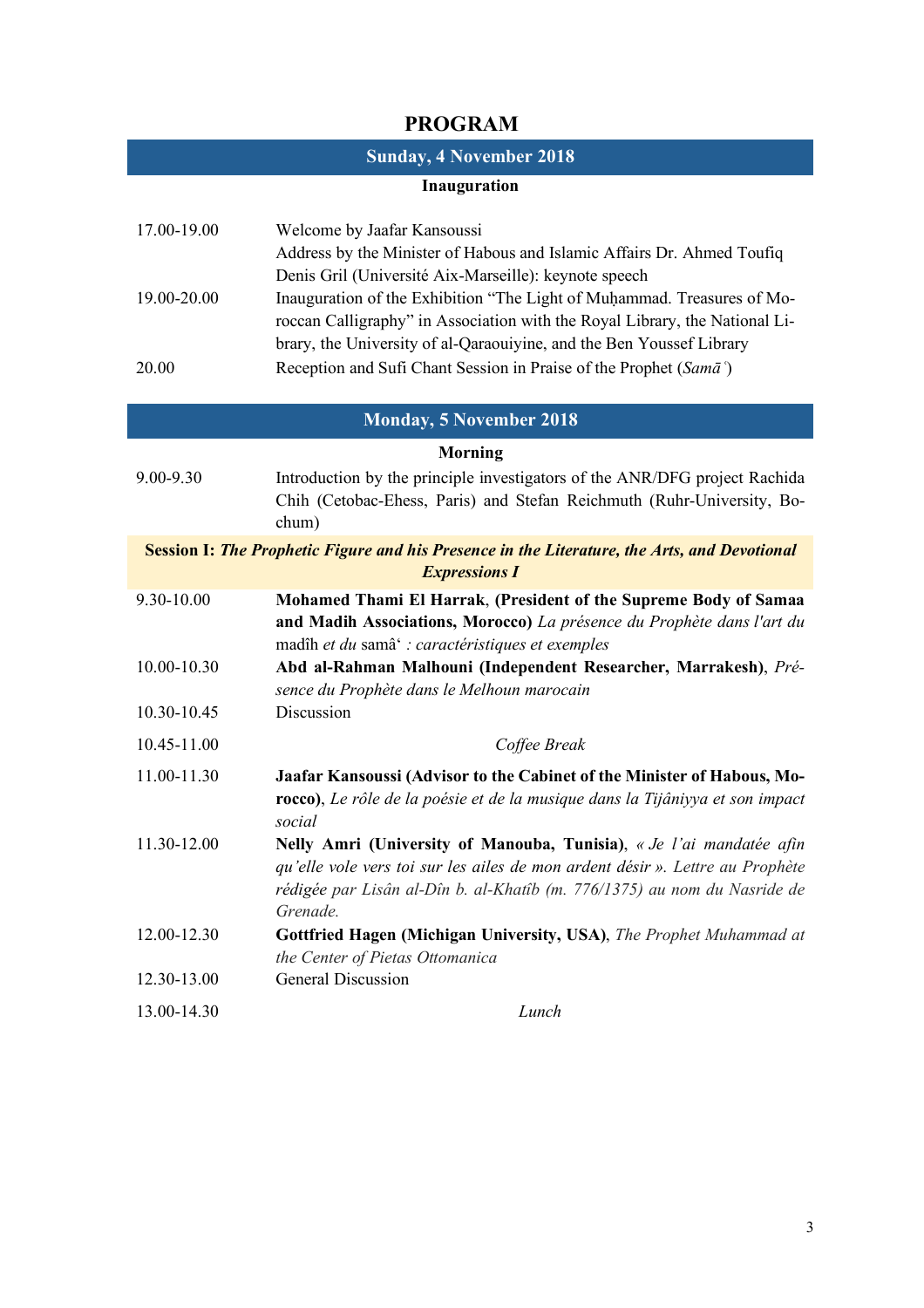# PROGRAM

## Sunday, 4 November 2018

### Inauguration

| | |
|---|---|
| 17.00-19.00 | Welcome by Jaafar Kansoussi<br>Address by the Minister of Habous and Islamic Affairs Dr. Ahmed Toufiq<br>Denis Gril (Université Aix-Marseille): keynote speech |
| 19.00-20.00 | Inauguration of the Exhibition "The Light of Muḥammad. Treasures of Moroccan Calligraphy" in Association with the Royal Library, the National Library, the University of al-Qaraouiyine, and the Ben Youssef Library |
| 20.00 | Reception and Sufi Chant Session in Praise of the Prophet (*Samāʿ*) |

## Monday, 5 November 2018

### Morning

| | |
|---|---|
| 9.00-9.30 | Introduction by the principle investigators of the ANR/DFG project Rachida Chih (Cetobac-Ehess, Paris) and Stefan Reichmuth (Ruhr-University, Bochum) |

**Session I: *The Prophetic Figure and his Presence in the Literature, the Arts, and Devotional Expressions I***

| | |
|---|---|
| 9.30-10.00 | **Mohamed Thami El Harrak, (President of the Supreme Body of Samaa and Madih Associations, Morocco)** *La présence du Prophète dans l'art du* madîh *et du* samâʻ *: caractéristiques et exemples* |
| 10.00-10.30 | **Abd al-Rahman Malhouni (Independent Researcher, Marrakesh)**, *Présence du Prophète dans le Melhoun marocain* |
| 10.30-10.45 | Discussion |
| 10.45-11.00 | *Coffee Break* |
| 11.00-11.30 | **Jaafar Kansoussi (Advisor to the Cabinet of the Minister of Habous, Morocco)**, *Le rôle de la poésie et de la musique dans la Tijâniyya et son impact social* |
| 11.30-12.00 | **Nelly Amri (University of Manouba, Tunisia)**, *« Je l'ai mandatée afin qu'elle vole vers toi sur les ailes de mon ardent désir ». Lettre au Prophète rédigée par Lisân al-Dîn b. al-Khatîb (m. 776/1375) au nom du Nasride de Grenade.* |
| 12.00-12.30 | **Gottfried Hagen (Michigan University, USA)**, *The Prophet Muhammad at the Center of Pietas Ottomanica* |
| 12.30-13.00 | General Discussion |
| 13.00-14.30 | *Lunch* |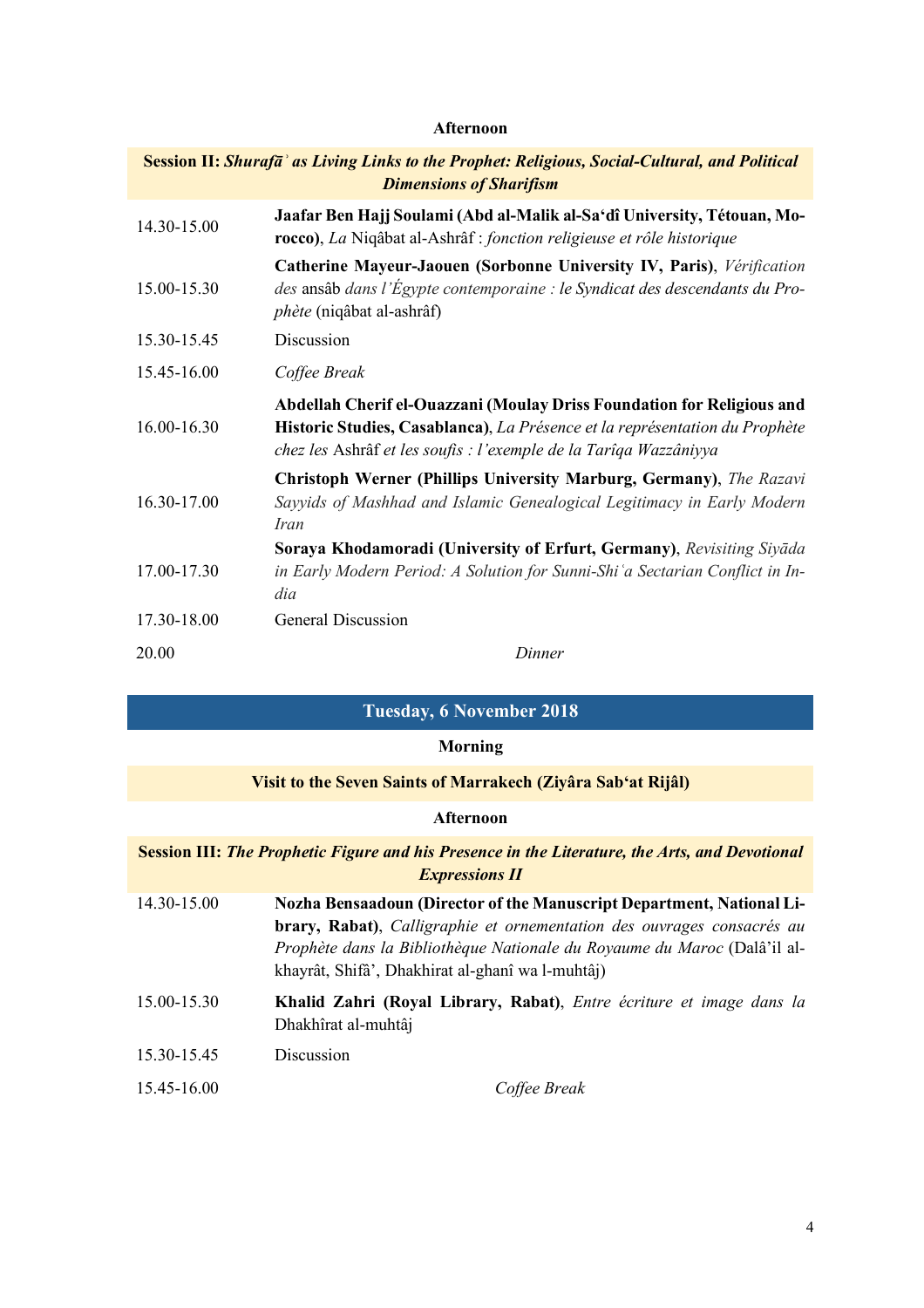**Afternoon**

**Session II:** ***Shurafāʾ as Living Links to the Prophet: Religious, Social-Cultural, and Political Dimensions of Sharifism***

| | |
|---|---|
| 14.30-15.00 | **Jaafar Ben Hajj Soulami (Abd al-Malik al-Sa'dî University, Tétouan, Morocco)**, *La* Niqâbat al-Ashrâf : *fonction religieuse et rôle historique* |
| 15.00-15.30 | **Catherine Mayeur-Jaouen (Sorbonne University IV, Paris)**, *Vérification des* ansâb *dans l'Égypte contemporaine : le Syndicat des descendants du Prophète* (niqâbat al-ashrâf) |
| 15.30-15.45 | Discussion |
| 15.45-16.00 | *Coffee Break* |
| 16.00-16.30 | **Abdellah Cherif el-Ouazzani (Moulay Driss Foundation for Religious and Historic Studies, Casablanca)**, *La Présence et la représentation du Prophète chez les* Ashrâf *et les soufis : l'exemple de la Tarîqa Wazzâniyya* |
| 16.30-17.00 | **Christoph Werner (Phillips University Marburg, Germany)**, *The Razavi Sayyids of Mashhad and Islamic Genealogical Legitimacy in Early Modern Iran* |
| 17.00-17.30 | **Soraya Khodamoradi (University of Erfurt, Germany)**, *Revisiting Siyāda in Early Modern Period: A Solution for Sunni-Shiʿa Sectarian Conflict in India* |
| 17.30-18.00 | General Discussion |
| 20.00 | *Dinner* |

## Tuesday, 6 November 2018

**Morning**

**Visit to the Seven Saints of Marrakech (Ziyâra Sab'at Rijâl)**

**Afternoon**

**Session III:** ***The Prophetic Figure and his Presence in the Literature, the Arts, and Devotional Expressions II***

| | |
|---|---|
| 14.30-15.00 | **Nozha Bensaadoun (Director of the Manuscript Department, National Library, Rabat)**, *Calligraphie et ornementation des ouvrages consacrés au Prophète dans la Bibliothèque Nationale du Royaume du Maroc* (Dalâ'il al-khayrât, Shifâ', Dhakhirat al-ghanî wa l-muhtâj) |
| 15.00-15.30 | **Khalid Zahri (Royal Library, Rabat)**, *Entre écriture et image dans la* Dhakhîrat al-muhtâj |
| 15.30-15.45 | Discussion |
| 15.45-16.00 | *Coffee Break* |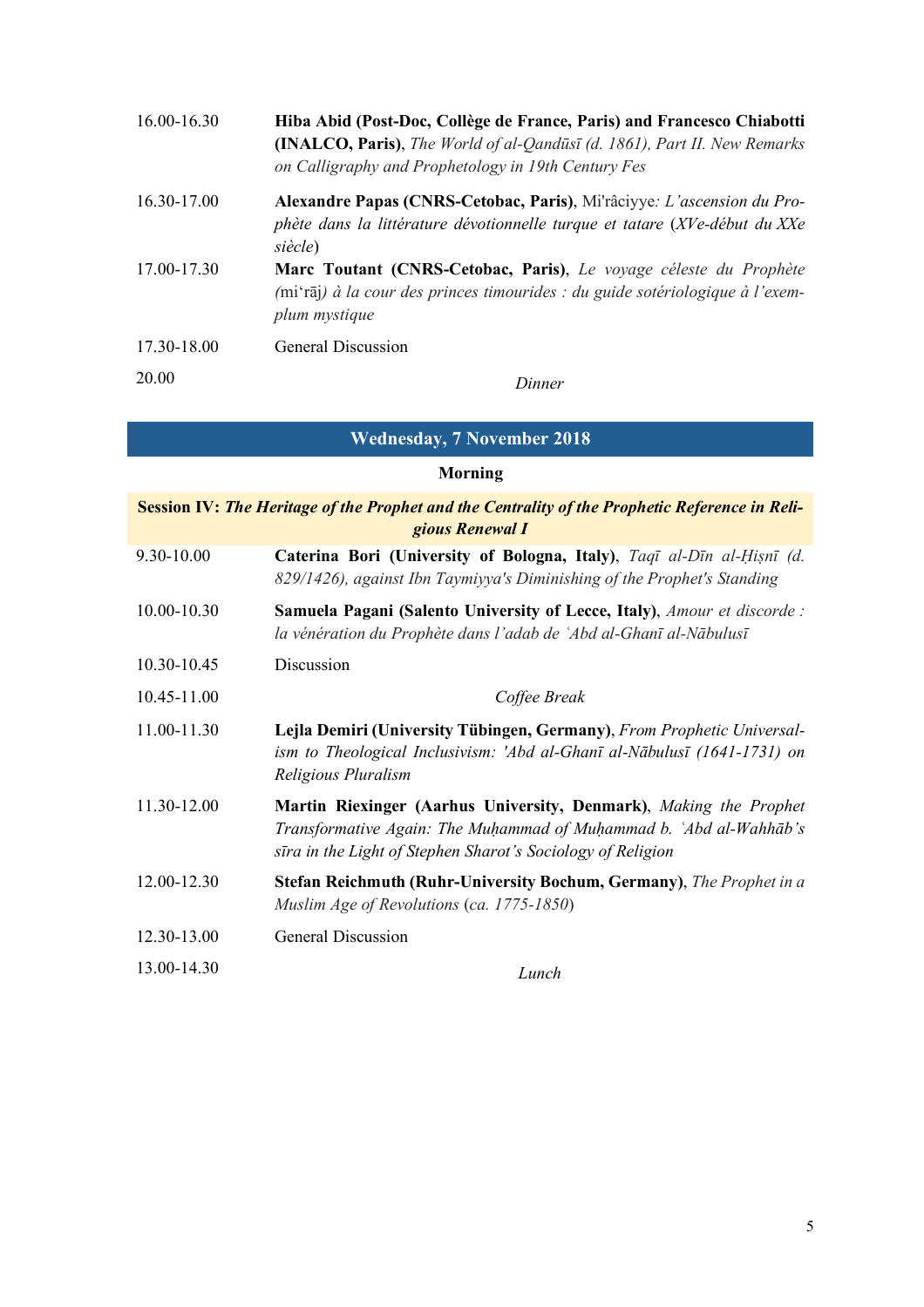| | |
|---|---|
| 16.00-16.30 | **Hiba Abid (Post-Doc, Collège de France, Paris) and Francesco Chiabotti (INALCO, Paris)**, *The World of al-Qandūsī (d. 1861), Part II. New Remarks on Calligraphy and Prophetology in 19th Century Fes* |
| 16.30-17.00 | **Alexandre Papas (CNRS-Cetobac, Paris)**, Mi'râciyye*: L'ascension du Prophète dans la littérature dévotionnelle turque et tatare* (*XVe-début du XXe siècle*) |
| 17.00-17.30 | **Marc Toutant (CNRS-Cetobac, Paris)**, *Le voyage céleste du Prophète (*mi'rāj*) à la cour des princes timourides : du guide sotériologique à l'exemplum mystique* |
| 17.30-18.00 | General Discussion |
| 20.00 | *Dinner* |

## Wednesday, 7 November 2018

**Morning**

**Session IV: *The Heritage of the Prophet and the Centrality of the Prophetic Reference in Religious Renewal I***

| | |
|---|---|
| 9.30-10.00 | **Caterina Bori (University of Bologna, Italy)**, *Taqī al-Dīn al-Ḥiṣnī (d. 829/1426), against Ibn Taymiyya's Diminishing of the Prophet's Standing* |
| 10.00-10.30 | **Samuela Pagani (Salento University of Lecce, Italy)**, *Amour et discorde : la vénération du Prophète dans l'adab de ʿAbd al-Ghanī al-Nābulusī* |
| 10.30-10.45 | Discussion |
| 10.45-11.00 | *Coffee Break* |
| 11.00-11.30 | **Lejla Demiri (University Tübingen, Germany)**, *From Prophetic Universalism to Theological Inclusivism: 'Abd al-Ghanī al-Nābulusī (1641-1731) on Religious Pluralism* |
| 11.30-12.00 | **Martin Riexinger (Aarhus University, Denmark)**, *Making the Prophet Transformative Again: The Muḥammad of Muḥammad b. ʿAbd al-Wahhāb's sīra in the Light of Stephen Sharot's Sociology of Religion* |
| 12.00-12.30 | **Stefan Reichmuth (Ruhr-University Bochum, Germany)**, *The Prophet in a Muslim Age of Revolutions* (*ca. 1775-1850*) |
| 12.30-13.00 | General Discussion |
| 13.00-14.30 | *Lunch* |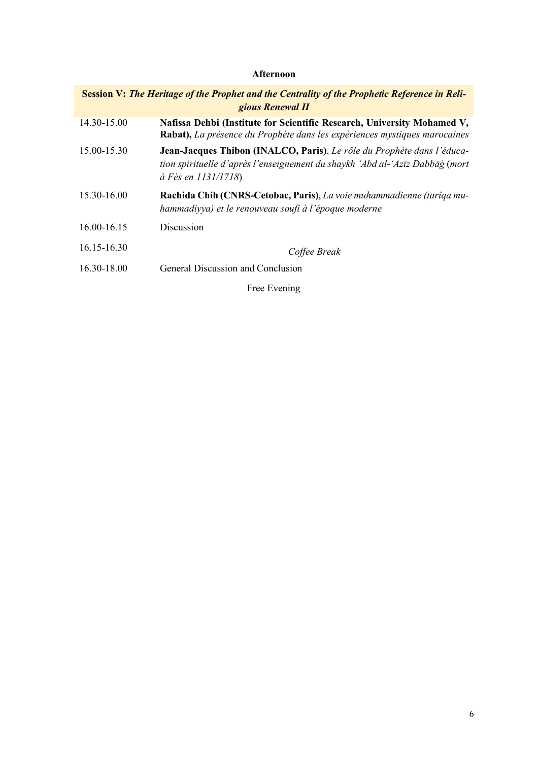**Afternoon**

**Session V:** ***The Heritage of the Prophet and the Centrality of the Prophetic Reference in Religious Renewal II***

| | |
|---|---|
| 14.30-15.00 | **Nafissa Dehbi (Institute for Scientific Research, University Mohamed V, Rabat),** *La présence du Prophète dans les expériences mystiques marocaines* |
| 15.00-15.30 | **Jean-Jacques Thibon (INALCO, Paris)**, *Le rôle du Prophète dans l'éducation spirituelle d'après l'enseignement du shaykh ʿAbd al-ʿAzīz Dabbāġ* (*mort à Fès en 1131/1718*) |
| 15.30-16.00 | **Rachida Chih (CNRS-Cetobac, Paris)**, *La voie muhammadienne (tarîqa muhammadiyya) et le renouveau soufi à l'époque moderne* |
| 16.00-16.15 | Discussion |
| 16.15-16.30 | *Coffee Break* |
| 16.30-18.00 | General Discussion and Conclusion |

Free Evening